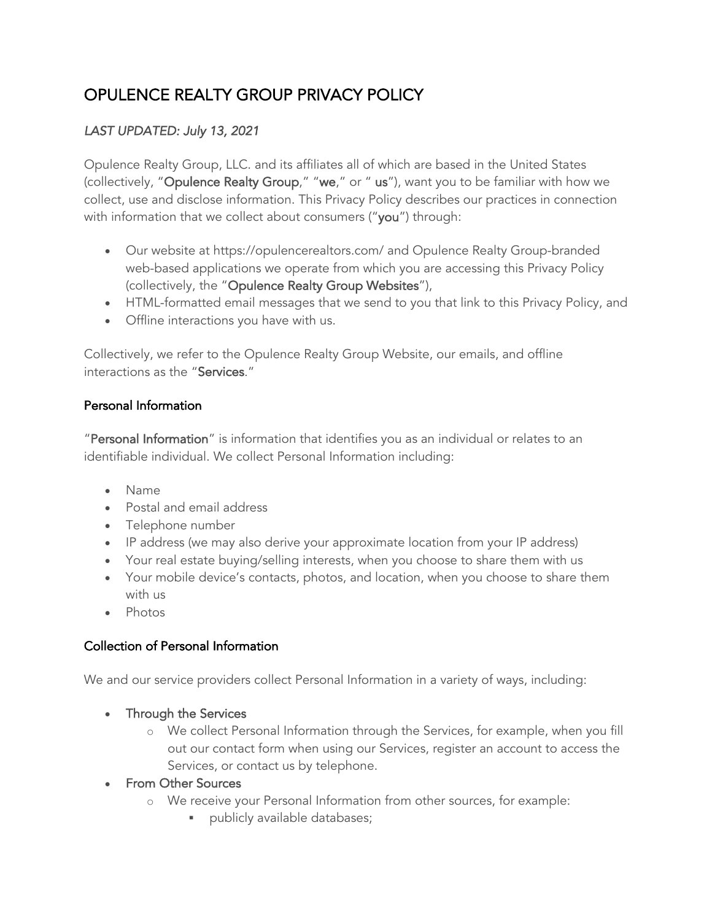# OPULENCE REALTY GROUP PRIVACY POLICY

*LAST UPDATED: July 13, 2021*

Opulence Realty Group, LLC. and its affiliates all of which are based in the United States (collectively, "**Opulence Realty Group**," "**we**," or " **us**"), want you to be familiar with how we collect, use and disclose information. This Privacy Policy describes our practices in connection with information that we collect about consumers ("**you**") through:

- Our website at https://opulencerealtors.com/ and Opulence Realty Group-branded web-based applications we operate from which you are accessing this Privacy Policy (collectively, the "**Opulence Realty Group Websites**"),
- HTML-formatted email messages that we send to you that link to this Privacy Policy, and
- Offline interactions you have with us.

Collectively, we refer to the Opulence Realty Group Website, our emails, and offline interactions as the "**Services**."

## Personal Information

"**Personal Information**" is information that identifies you as an individual or relates to an identifiable individual. We collect Personal Information including:

- Name
- Postal and email address
- Telephone number
- IP address (we may also derive your approximate location from your IP address)
- Your real estate buying/selling interests, when you choose to share them with us
- Your mobile device's contacts, photos, and location, when you choose to share them with us
- Photos

## Collection of Personal Information

We and our service providers collect Personal Information in a variety of ways, including:

- **Through the Services**
  - We collect Personal Information through the Services, for example, when you fill out our contact form when using our Services, register an account to access the Services, or contact us by telephone.
- **From Other Sources**
  - We receive your Personal Information from other sources, for example:
    - publicly available databases;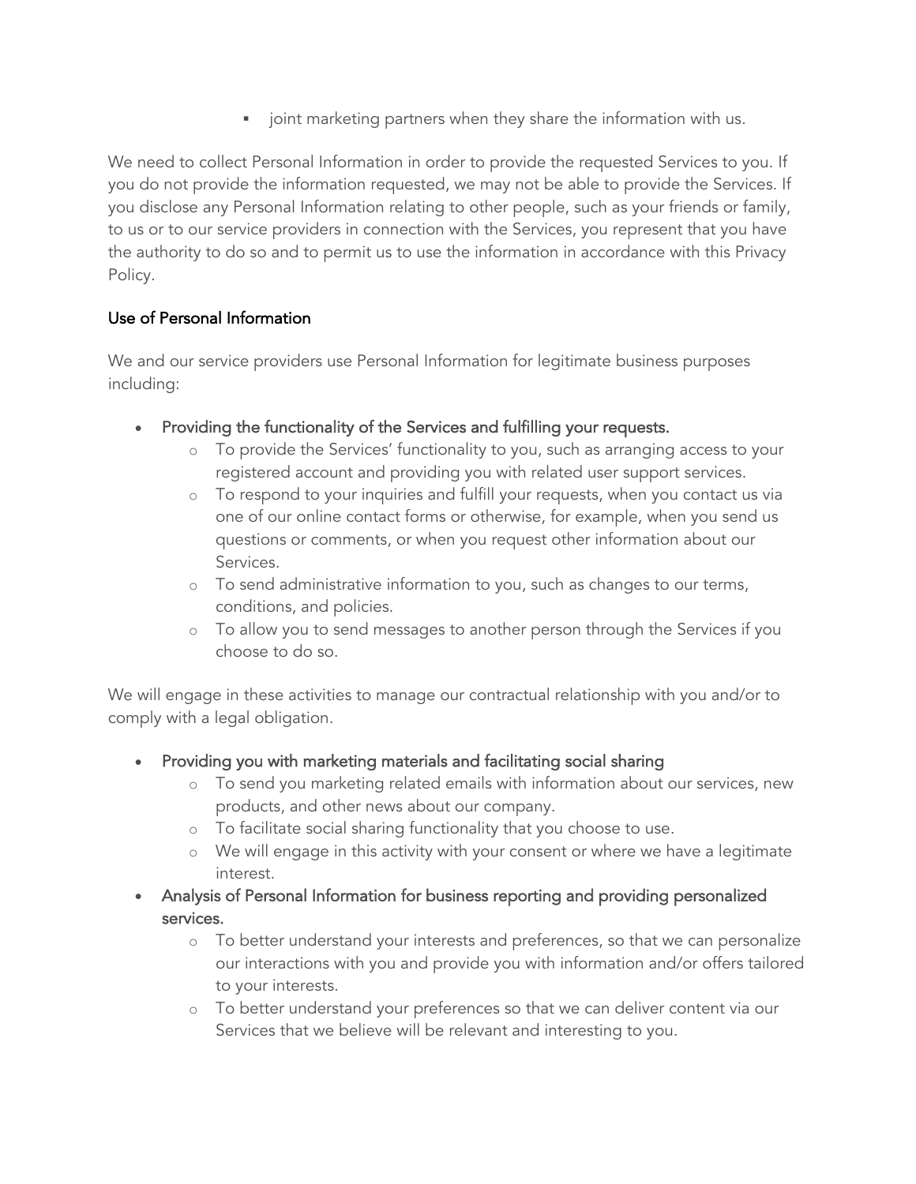- joint marketing partners when they share the information with us.

We need to collect Personal Information in order to provide the requested Services to you. If you do not provide the information requested, we may not be able to provide the Services. If you disclose any Personal Information relating to other people, such as your friends or family, to us or to our service providers in connection with the Services, you represent that you have the authority to do so and to permit us to use the information in accordance with this Privacy Policy.

## Use of Personal Information

We and our service providers use Personal Information for legitimate business purposes including:

- Providing the functionality of the Services and fulfilling your requests.
    - To provide the Services' functionality to you, such as arranging access to your registered account and providing you with related user support services.
    - To respond to your inquiries and fulfill your requests, when you contact us via one of our online contact forms or otherwise, for example, when you send us questions or comments, or when you request other information about our Services.
    - To send administrative information to you, such as changes to our terms, conditions, and policies.
    - To allow you to send messages to another person through the Services if you choose to do so.

We will engage in these activities to manage our contractual relationship with you and/or to comply with a legal obligation.

- Providing you with marketing materials and facilitating social sharing
    - To send you marketing related emails with information about our services, new products, and other news about our company.
    - To facilitate social sharing functionality that you choose to use.
    - We will engage in this activity with your consent or where we have a legitimate interest.
- Analysis of Personal Information for business reporting and providing personalized services.
    - To better understand your interests and preferences, so that we can personalize our interactions with you and provide you with information and/or offers tailored to your interests.
    - To better understand your preferences so that we can deliver content via our Services that we believe will be relevant and interesting to you.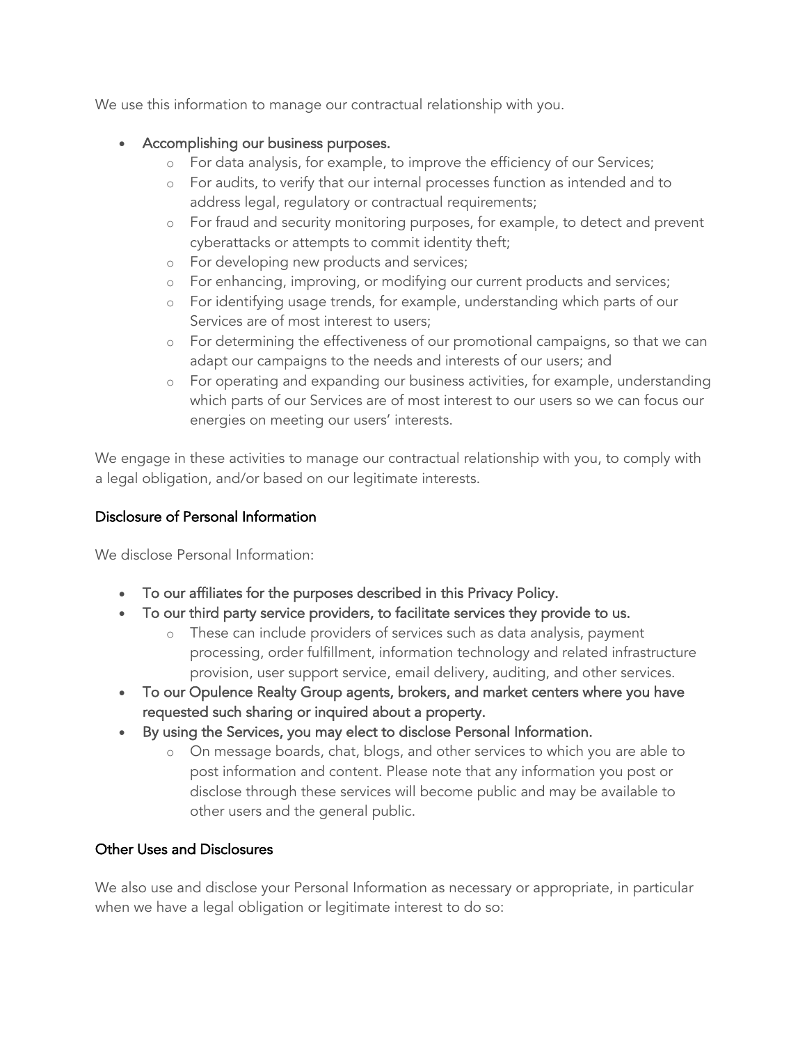We use this information to manage our contractual relationship with you.

- **Accomplishing our business purposes.**
  - For data analysis, for example, to improve the efficiency of our Services;
  - For audits, to verify that our internal processes function as intended and to address legal, regulatory or contractual requirements;
  - For fraud and security monitoring purposes, for example, to detect and prevent cyberattacks or attempts to commit identity theft;
  - For developing new products and services;
  - For enhancing, improving, or modifying our current products and services;
  - For identifying usage trends, for example, understanding which parts of our Services are of most interest to users;
  - For determining the effectiveness of our promotional campaigns, so that we can adapt our campaigns to the needs and interests of our users; and
  - For operating and expanding our business activities, for example, understanding which parts of our Services are of most interest to our users so we can focus our energies on meeting our users' interests.

We engage in these activities to manage our contractual relationship with you, to comply with a legal obligation, and/or based on our legitimate interests.

## Disclosure of Personal Information

We disclose Personal Information:

- **To our affiliates for the purposes described in this Privacy Policy.**
- **To our third party service providers, to facilitate services they provide to us.**
  - These can include providers of services such as data analysis, payment processing, order fulfillment, information technology and related infrastructure provision, user support service, email delivery, auditing, and other services.
- **To our Opulence Realty Group agents, brokers, and market centers where you have requested such sharing or inquired about a property.**
- **By using the Services, you may elect to disclose Personal Information.**
  - On message boards, chat, blogs, and other services to which you are able to post information and content. Please note that any information you post or disclose through these services will become public and may be available to other users and the general public.

## Other Uses and Disclosures

We also use and disclose your Personal Information as necessary or appropriate, in particular when we have a legal obligation or legitimate interest to do so: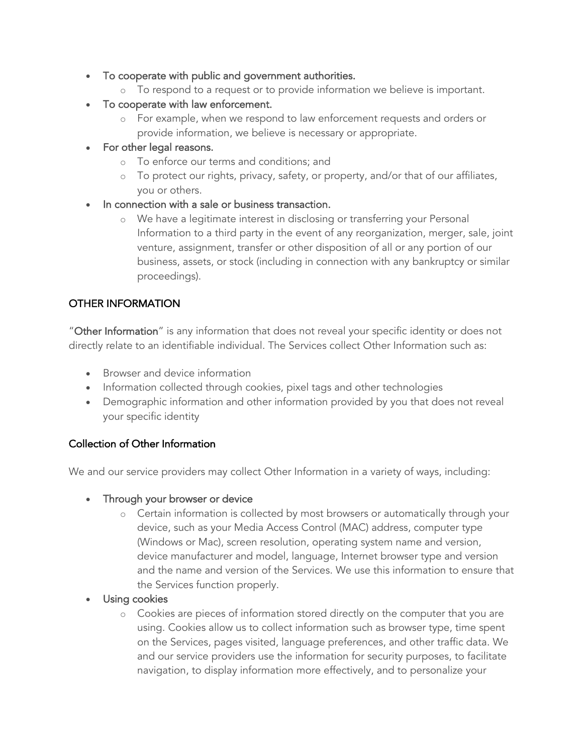- To cooperate with public and government authorities.
  - To respond to a request or to provide information we believe is important.
- To cooperate with law enforcement.
  - For example, when we respond to law enforcement requests and orders or provide information, we believe is necessary or appropriate.
- For other legal reasons.
  - To enforce our terms and conditions; and
  - To protect our rights, privacy, safety, or property, and/or that of our affiliates, you or others.
- In connection with a sale or business transaction.
  - We have a legitimate interest in disclosing or transferring your Personal Information to a third party in the event of any reorganization, merger, sale, joint venture, assignment, transfer or other disposition of all or any portion of our business, assets, or stock (including in connection with any bankruptcy or similar proceedings).

## OTHER INFORMATION

"Other Information" is any information that does not reveal your specific identity or does not directly relate to an identifiable individual. The Services collect Other Information such as:

- Browser and device information
- Information collected through cookies, pixel tags and other technologies
- Demographic information and other information provided by you that does not reveal your specific identity

### Collection of Other Information

We and our service providers may collect Other Information in a variety of ways, including:

- Through your browser or device
  - Certain information is collected by most browsers or automatically through your device, such as your Media Access Control (MAC) address, computer type (Windows or Mac), screen resolution, operating system name and version, device manufacturer and model, language, Internet browser type and version and the name and version of the Services. We use this information to ensure that the Services function properly.
- Using cookies
  - Cookies are pieces of information stored directly on the computer that you are using. Cookies allow us to collect information such as browser type, time spent on the Services, pages visited, language preferences, and other traffic data. We and our service providers use the information for security purposes, to facilitate navigation, to display information more effectively, and to personalize your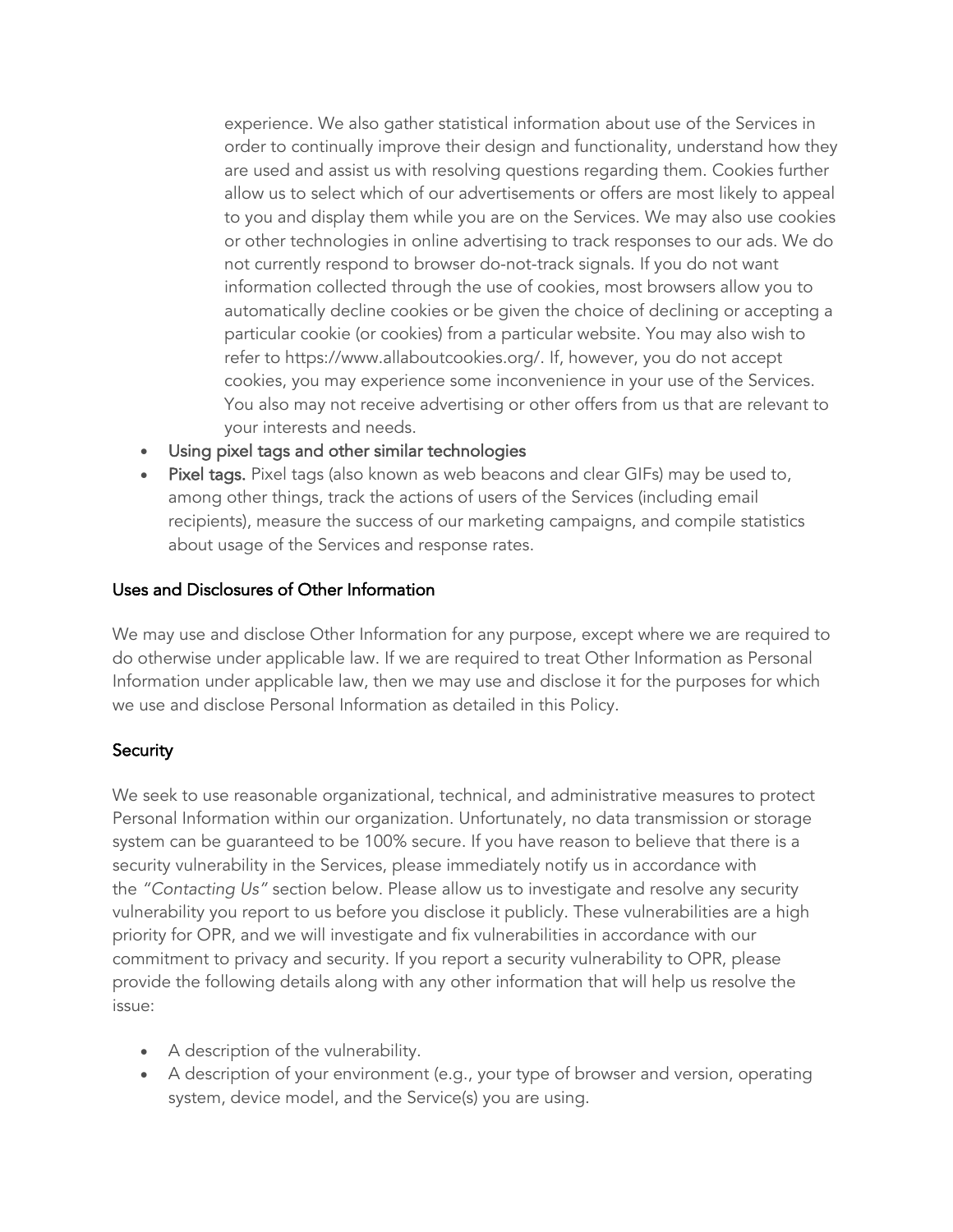experience. We also gather statistical information about use of the Services in order to continually improve their design and functionality, understand how they are used and assist us with resolving questions regarding them. Cookies further allow us to select which of our advertisements or offers are most likely to appeal to you and display them while you are on the Services. We may also use cookies or other technologies in online advertising to track responses to our ads. We do not currently respond to browser do-not-track signals. If you do not want information collected through the use of cookies, most browsers allow you to automatically decline cookies or be given the choice of declining or accepting a particular cookie (or cookies) from a particular website. You may also wish to refer to https://www.allaboutcookies.org/. If, however, you do not accept cookies, you may experience some inconvenience in your use of the Services. You also may not receive advertising or other offers from us that are relevant to your interests and needs.

- Using pixel tags and other similar technologies
- **Pixel tags.** Pixel tags (also known as web beacons and clear GIFs) may be used to, among other things, track the actions of users of the Services (including email recipients), measure the success of our marketing campaigns, and compile statistics about usage of the Services and response rates.

## Uses and Disclosures of Other Information

We may use and disclose Other Information for any purpose, except where we are required to do otherwise under applicable law. If we are required to treat Other Information as Personal Information under applicable law, then we may use and disclose it for the purposes for which we use and disclose Personal Information as detailed in this Policy.

## Security

We seek to use reasonable organizational, technical, and administrative measures to protect Personal Information within our organization. Unfortunately, no data transmission or storage system can be guaranteed to be 100% secure. If you have reason to believe that there is a security vulnerability in the Services, please immediately notify us in accordance with the *"Contacting Us"* section below. Please allow us to investigate and resolve any security vulnerability you report to us before you disclose it publicly. These vulnerabilities are a high priority for OPR, and we will investigate and fix vulnerabilities in accordance with our commitment to privacy and security. If you report a security vulnerability to OPR, please provide the following details along with any other information that will help us resolve the issue:

- A description of the vulnerability.
- A description of your environment (e.g., your type of browser and version, operating system, device model, and the Service(s) you are using.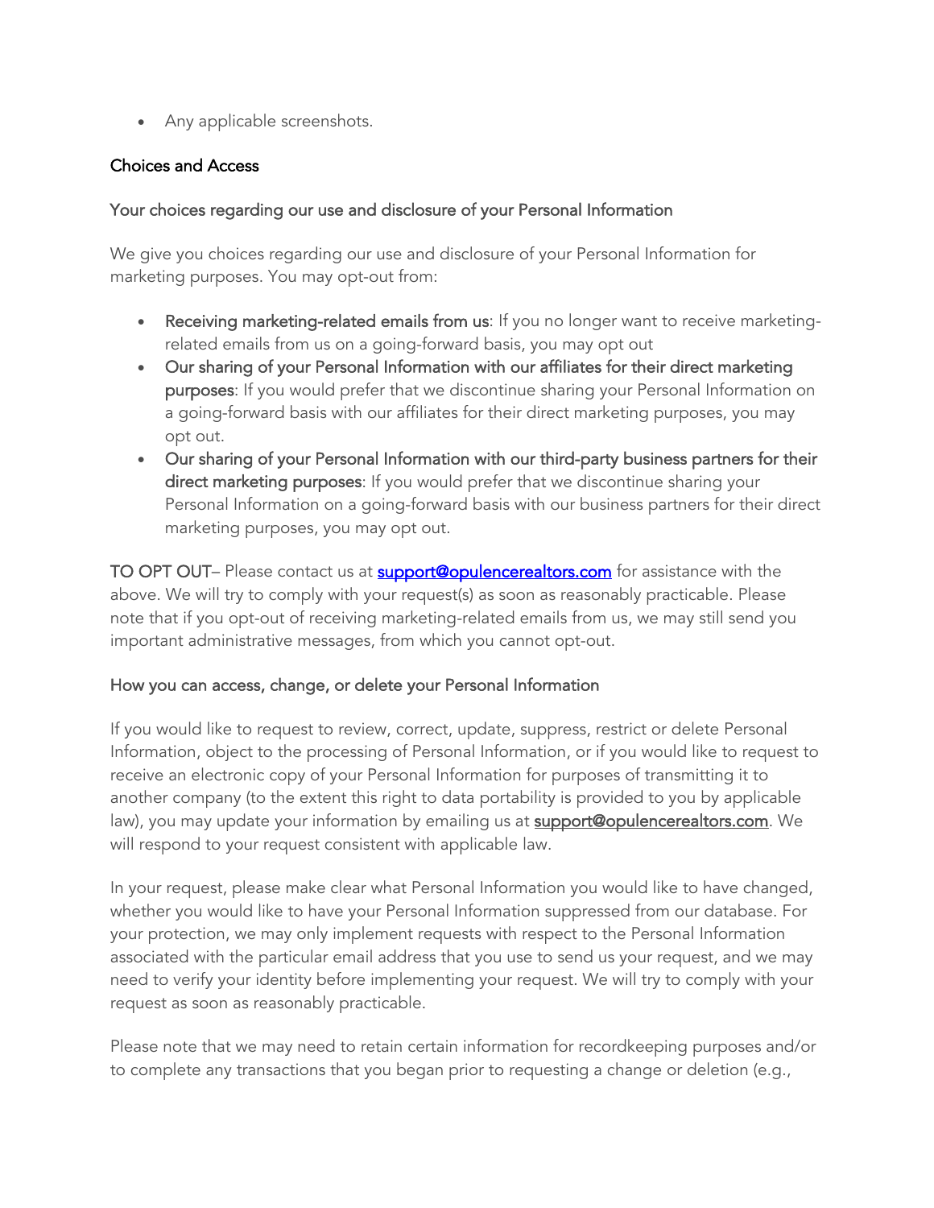- Any applicable screenshots.

## Choices and Access

### Your choices regarding our use and disclosure of your Personal Information

We give you choices regarding our use and disclosure of your Personal Information for marketing purposes. You may opt-out from:

- **Receiving marketing-related emails from us**: If you no longer want to receive marketing-related emails from us on a going-forward basis, you may opt out
- **Our sharing of your Personal Information with our affiliates for their direct marketing purposes**: If you would prefer that we discontinue sharing your Personal Information on a going-forward basis with our affiliates for their direct marketing purposes, you may opt out.
- **Our sharing of your Personal Information with our third-party business partners for their direct marketing purposes**: If you would prefer that we discontinue sharing your Personal Information on a going-forward basis with our business partners for their direct marketing purposes, you may opt out.

TO OPT OUT– Please contact us at [support@opulencerealtors.com](mailto:support@opulencerealtors.com) for assistance with the above. We will try to comply with your request(s) as soon as reasonably practicable. Please note that if you opt-out of receiving marketing-related emails from us, we may still send you important administrative messages, from which you cannot opt-out.

### How you can access, change, or delete your Personal Information

If you would like to request to review, correct, update, suppress, restrict or delete Personal Information, object to the processing of Personal Information, or if you would like to request to receive an electronic copy of your Personal Information for purposes of transmitting it to another company (to the extent this right to data portability is provided to you by applicable law), you may update your information by emailing us at support@opulencerealtors.com. We will respond to your request consistent with applicable law.

In your request, please make clear what Personal Information you would like to have changed, whether you would like to have your Personal Information suppressed from our database. For your protection, we may only implement requests with respect to the Personal Information associated with the particular email address that you use to send us your request, and we may need to verify your identity before implementing your request. We will try to comply with your request as soon as reasonably practicable.

Please note that we may need to retain certain information for recordkeeping purposes and/or to complete any transactions that you began prior to requesting a change or deletion (e.g.,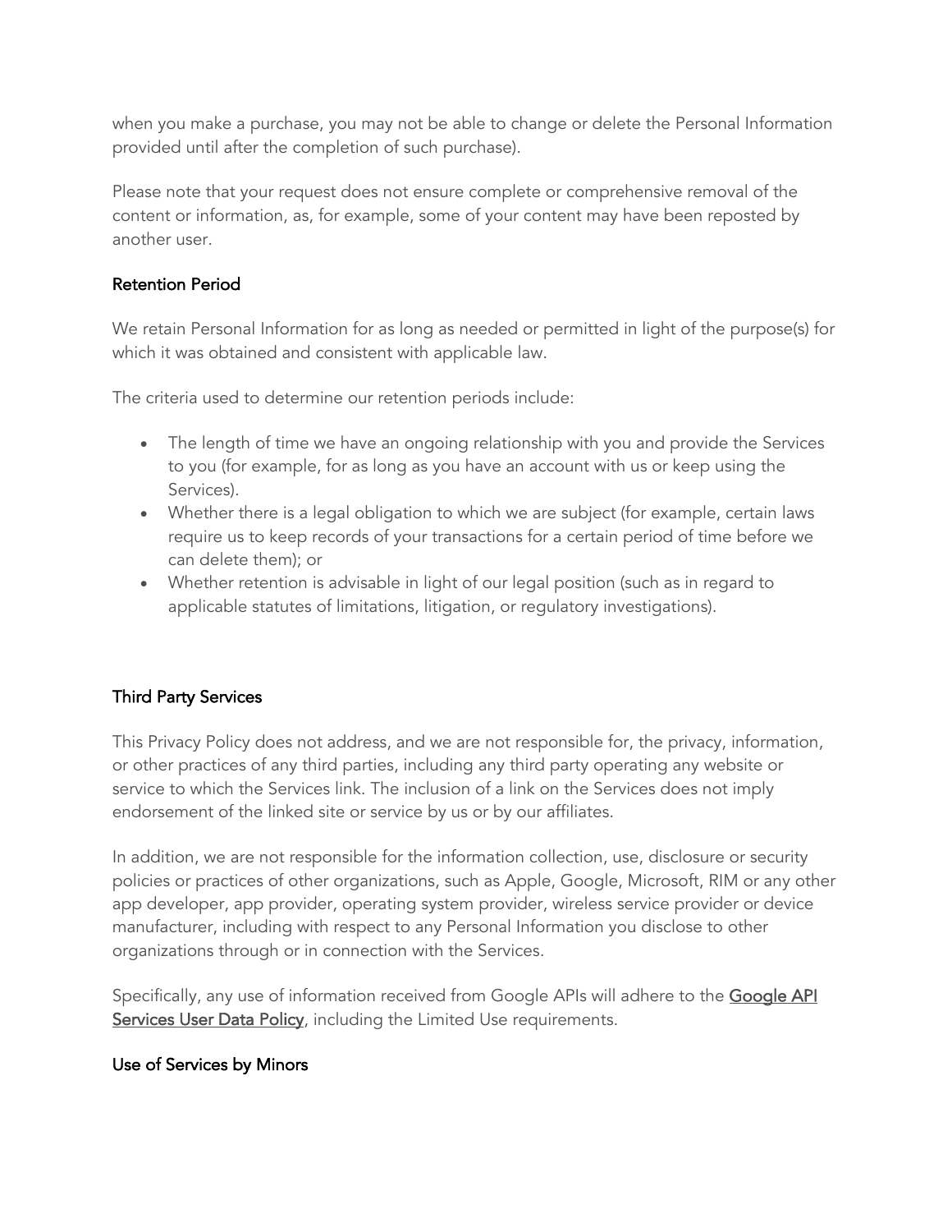when you make a purchase, you may not be able to change or delete the Personal Information provided until after the completion of such purchase).

Please note that your request does not ensure complete or comprehensive removal of the content or information, as, for example, some of your content may have been reposted by another user.

### Retention Period

We retain Personal Information for as long as needed or permitted in light of the purpose(s) for which it was obtained and consistent with applicable law.

The criteria used to determine our retention periods include:

- The length of time we have an ongoing relationship with you and provide the Services to you (for example, for as long as you have an account with us or keep using the Services).
- Whether there is a legal obligation to which we are subject (for example, certain laws require us to keep records of your transactions for a certain period of time before we can delete them); or
- Whether retention is advisable in light of our legal position (such as in regard to applicable statutes of limitations, litigation, or regulatory investigations).

### Third Party Services

This Privacy Policy does not address, and we are not responsible for, the privacy, information, or other practices of any third parties, including any third party operating any website or service to which the Services link. The inclusion of a link on the Services does not imply endorsement of the linked site or service by us or by our affiliates.

In addition, we are not responsible for the information collection, use, disclosure or security policies or practices of other organizations, such as Apple, Google, Microsoft, RIM or any other app developer, app provider, operating system provider, wireless service provider or device manufacturer, including with respect to any Personal Information you disclose to other organizations through or in connection with the Services.

Specifically, any use of information received from Google APIs will adhere to the Google API Services User Data Policy, including the Limited Use requirements.

### Use of Services by Minors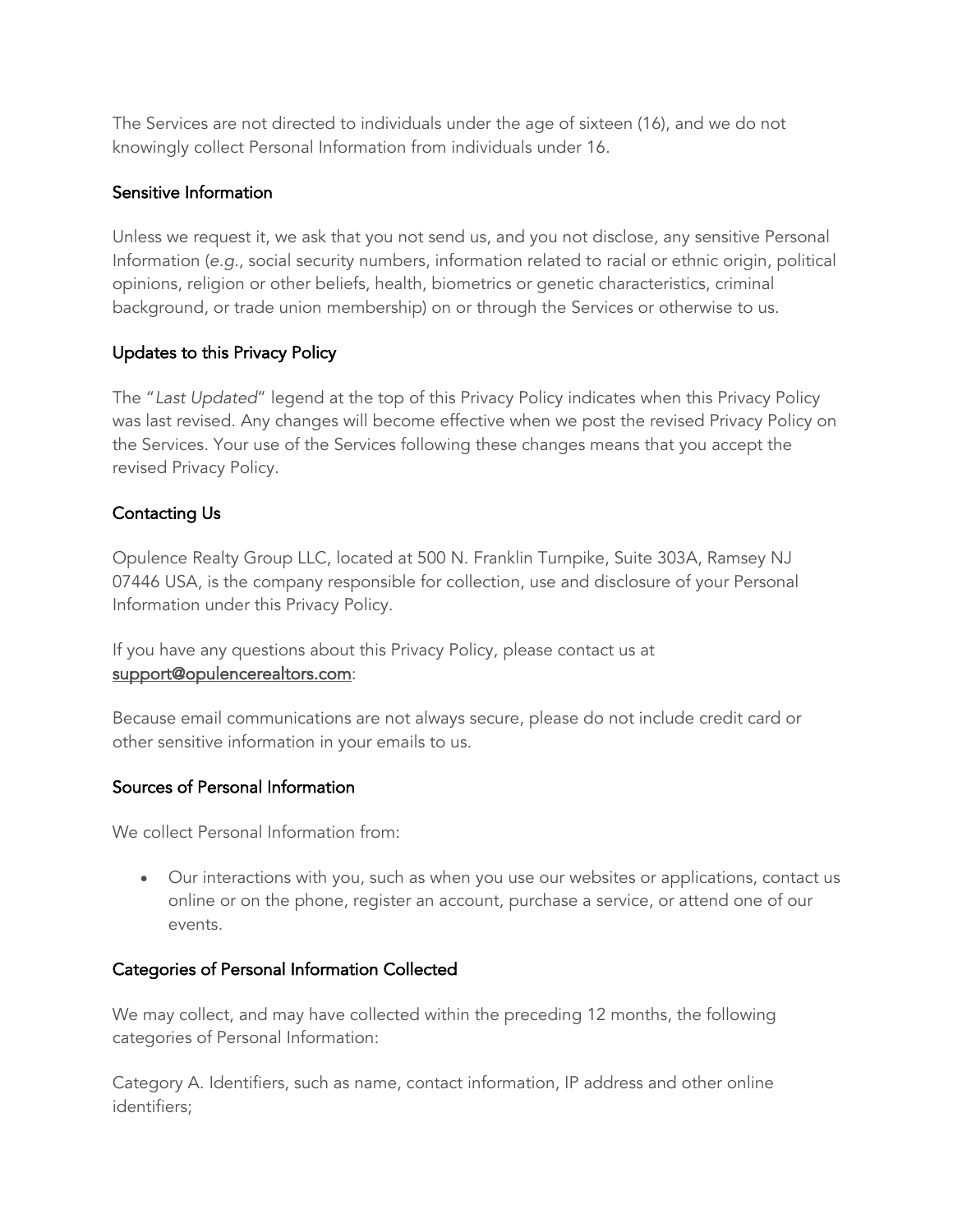The Services are not directed to individuals under the age of sixteen (16), and we do not knowingly collect Personal Information from individuals under 16.

### Sensitive Information

Unless we request it, we ask that you not send us, and you not disclose, any sensitive Personal Information (*e.g.*, social security numbers, information related to racial or ethnic origin, political opinions, religion or other beliefs, health, biometrics or genetic characteristics, criminal background, or trade union membership) on or through the Services or otherwise to us.

### Updates to this Privacy Policy

The "*Last Updated*" legend at the top of this Privacy Policy indicates when this Privacy Policy was last revised. Any changes will become effective when we post the revised Privacy Policy on the Services. Your use of the Services following these changes means that you accept the revised Privacy Policy.

### Contacting Us

Opulence Realty Group LLC, located at 500 N. Franklin Turnpike, Suite 303A, Ramsey NJ 07446 USA, is the company responsible for collection, use and disclosure of your Personal Information under this Privacy Policy.

If you have any questions about this Privacy Policy, please contact us at support@opulencerealtors.com:

Because email communications are not always secure, please do not include credit card or other sensitive information in your emails to us.

### Sources of Personal Information

We collect Personal Information from:

- Our interactions with you, such as when you use our websites or applications, contact us online or on the phone, register an account, purchase a service, or attend one of our events.

### Categories of Personal Information Collected

We may collect, and may have collected within the preceding 12 months, the following categories of Personal Information:

Category A. Identifiers, such as name, contact information, IP address and other online identifiers;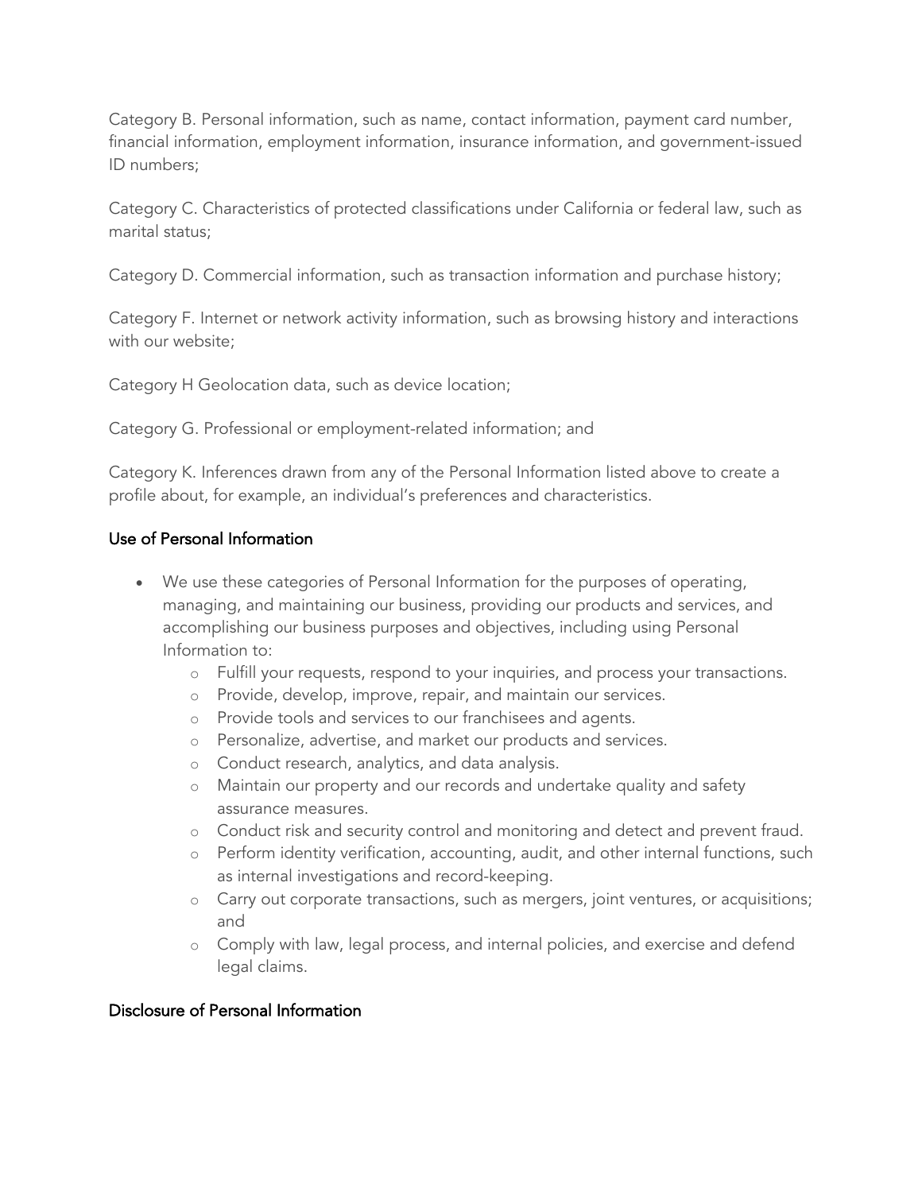Category B. Personal information, such as name, contact information, payment card number, financial information, employment information, insurance information, and government-issued ID numbers;

Category C. Characteristics of protected classifications under California or federal law, such as marital status;

Category D. Commercial information, such as transaction information and purchase history;

Category F. Internet or network activity information, such as browsing history and interactions with our website;

Category H Geolocation data, such as device location;

Category G. Professional or employment-related information; and

Category K. Inferences drawn from any of the Personal Information listed above to create a profile about, for example, an individual's preferences and characteristics.

### Use of Personal Information

- We use these categories of Personal Information for the purposes of operating, managing, and maintaining our business, providing our products and services, and accomplishing our business purposes and objectives, including using Personal Information to:
  - Fulfill your requests, respond to your inquiries, and process your transactions.
  - Provide, develop, improve, repair, and maintain our services.
  - Provide tools and services to our franchisees and agents.
  - Personalize, advertise, and market our products and services.
  - Conduct research, analytics, and data analysis.
  - Maintain our property and our records and undertake quality and safety assurance measures.
  - Conduct risk and security control and monitoring and detect and prevent fraud.
  - Perform identity verification, accounting, audit, and other internal functions, such as internal investigations and record-keeping.
  - Carry out corporate transactions, such as mergers, joint ventures, or acquisitions; and
  - Comply with law, legal process, and internal policies, and exercise and defend legal claims.

### Disclosure of Personal Information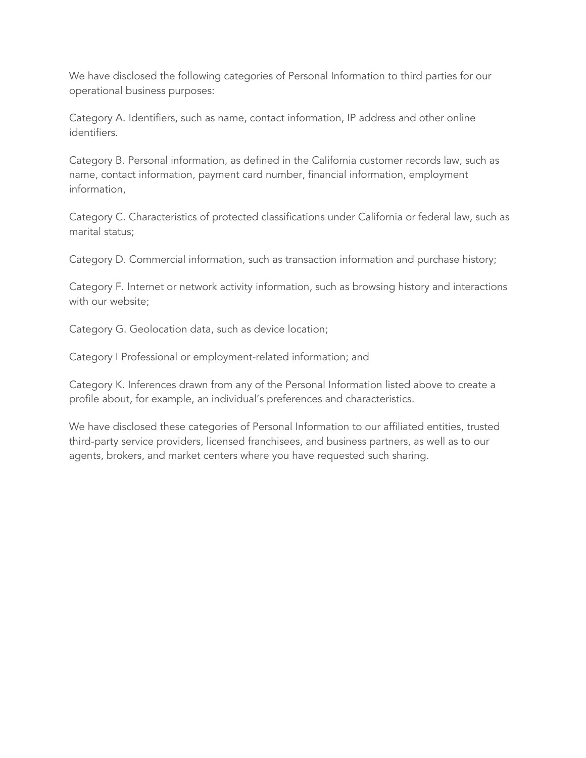We have disclosed the following categories of Personal Information to third parties for our operational business purposes:

Category A. Identifiers, such as name, contact information, IP address and other online identifiers.

Category B. Personal information, as defined in the California customer records law, such as name, contact information, payment card number, financial information, employment information,

Category C. Characteristics of protected classifications under California or federal law, such as marital status;

Category D. Commercial information, such as transaction information and purchase history;

Category F. Internet or network activity information, such as browsing history and interactions with our website;

Category G. Geolocation data, such as device location;

Category I Professional or employment-related information; and

Category K. Inferences drawn from any of the Personal Information listed above to create a profile about, for example, an individual's preferences and characteristics.

We have disclosed these categories of Personal Information to our affiliated entities, trusted third-party service providers, licensed franchisees, and business partners, as well as to our agents, brokers, and market centers where you have requested such sharing.